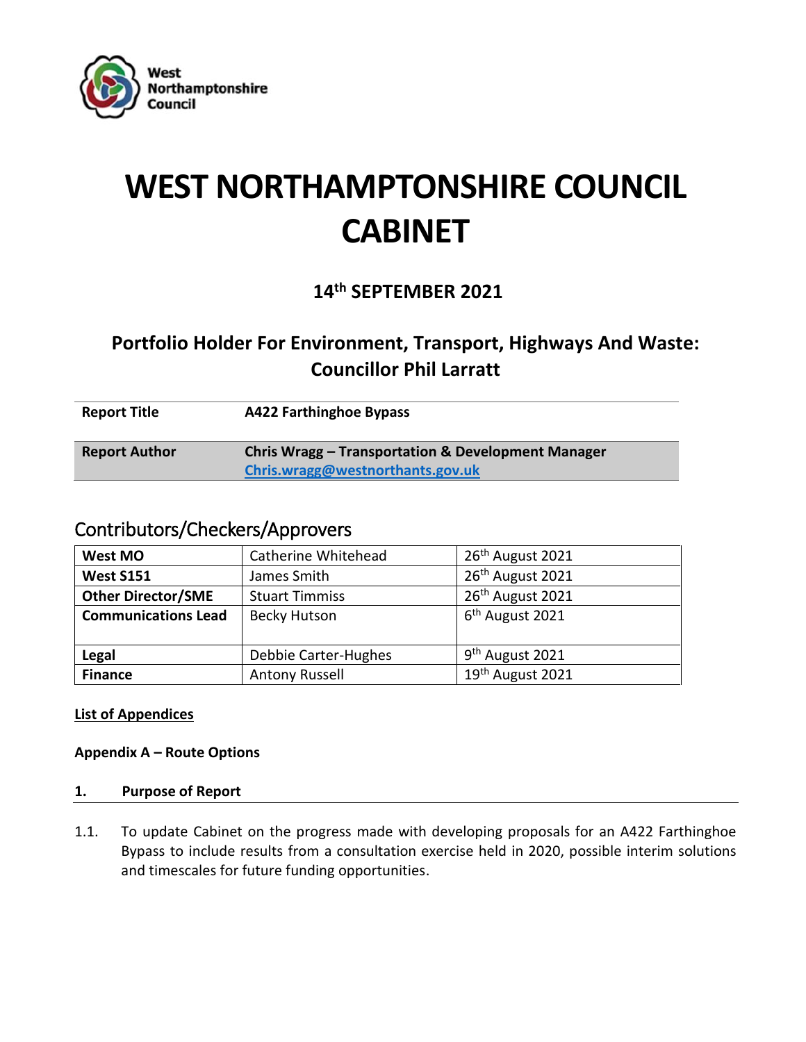# WEST NORTHAMPTONSHIRE COUNCIL CABINET

## 14th SEPTEMBER 2021

## Portfolio Holder For Environment, Transport, Highways And Waste: Councillor Phil Larratt

| | |
|---|---|
| **Report Title** | **A422 Farthinghoe Bypass** |
| **Report Author** | **Chris Wragg – Transportation & Development Manager** **Chris.wragg@westnorthants.gov.uk** |

## Contributors/Checkers/Approvers

| | | |
|---|---|---|
| **West MO** | Catherine Whitehead | 26th August 2021 |
| **West S151** | James Smith | 26th August 2021 |
| **Other Director/SME** | Stuart Timmiss | 26th August 2021 |
| **Communications Lead** | Becky Hutson | 6th August 2021 |
| **Legal** | Debbie Carter-Hughes | 9th August 2021 |
| **Finance** | Antony Russell | 19th August 2021 |

**List of Appendices**

**Appendix A – Route Options**

### 1. Purpose of Report

1.1. To update Cabinet on the progress made with developing proposals for an A422 Farthinghoe Bypass to include results from a consultation exercise held in 2020, possible interim solutions and timescales for future funding opportunities.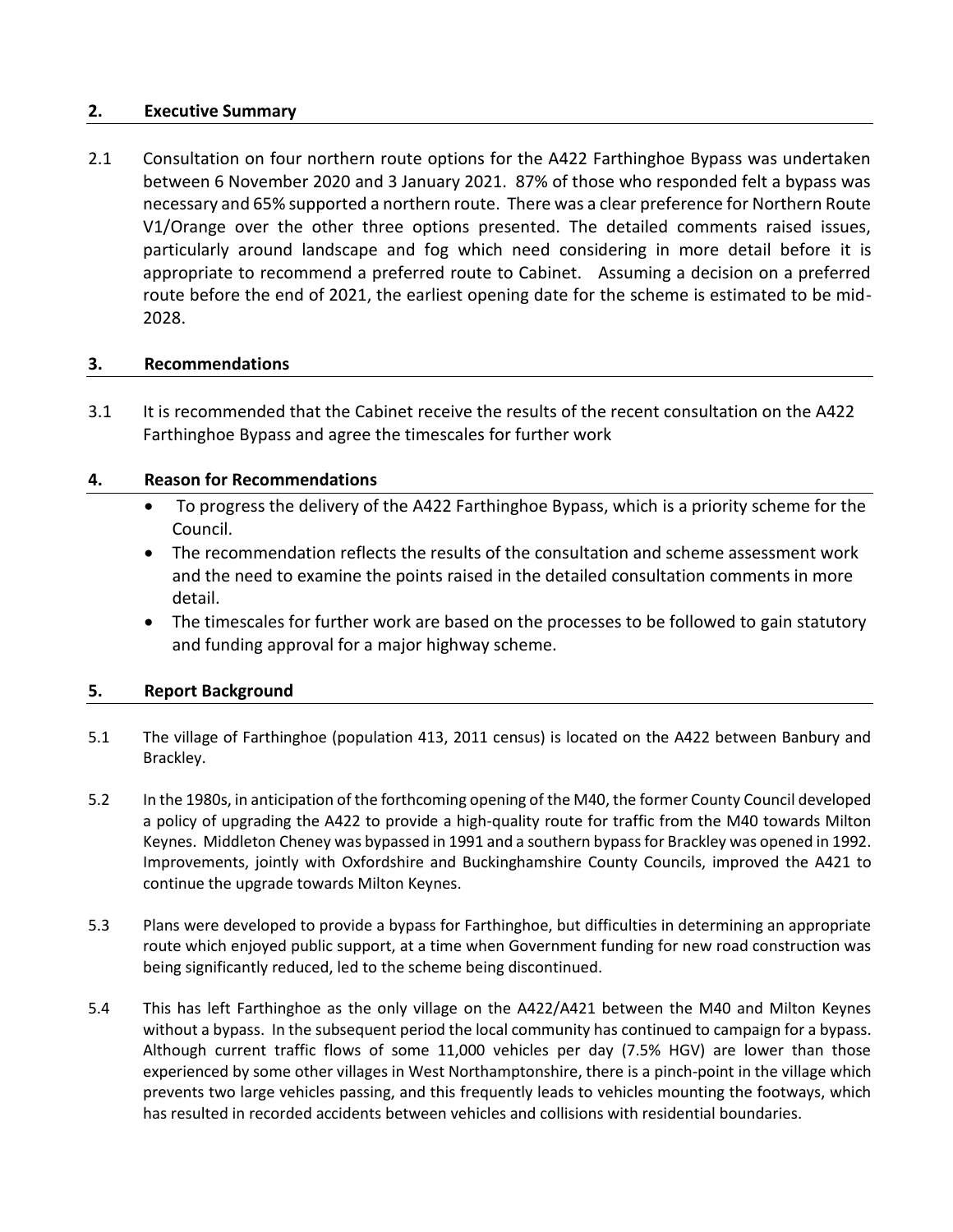## 2. Executive Summary

2.1 Consultation on four northern route options for the A422 Farthinghoe Bypass was undertaken between 6 November 2020 and 3 January 2021. 87% of those who responded felt a bypass was necessary and 65% supported a northern route. There was a clear preference for Northern Route V1/Orange over the other three options presented. The detailed comments raised issues, particularly around landscape and fog which need considering in more detail before it is appropriate to recommend a preferred route to Cabinet. Assuming a decision on a preferred route before the end of 2021, the earliest opening date for the scheme is estimated to be mid-2028.

## 3. Recommendations

3.1 It is recommended that the Cabinet receive the results of the recent consultation on the A422 Farthinghoe Bypass and agree the timescales for further work

## 4. Reason for Recommendations

- To progress the delivery of the A422 Farthinghoe Bypass, which is a priority scheme for the Council.
- The recommendation reflects the results of the consultation and scheme assessment work and the need to examine the points raised in the detailed consultation comments in more detail.
- The timescales for further work are based on the processes to be followed to gain statutory and funding approval for a major highway scheme.

## 5. Report Background

5.1 The village of Farthinghoe (population 413, 2011 census) is located on the A422 between Banbury and Brackley.

5.2 In the 1980s, in anticipation of the forthcoming opening of the M40, the former County Council developed a policy of upgrading the A422 to provide a high-quality route for traffic from the M40 towards Milton Keynes. Middleton Cheney was bypassed in 1991 and a southern bypass for Brackley was opened in 1992. Improvements, jointly with Oxfordshire and Buckinghamshire County Councils, improved the A421 to continue the upgrade towards Milton Keynes.

5.3 Plans were developed to provide a bypass for Farthinghoe, but difficulties in determining an appropriate route which enjoyed public support, at a time when Government funding for new road construction was being significantly reduced, led to the scheme being discontinued.

5.4 This has left Farthinghoe as the only village on the A422/A421 between the M40 and Milton Keynes without a bypass. In the subsequent period the local community has continued to campaign for a bypass. Although current traffic flows of some 11,000 vehicles per day (7.5% HGV) are lower than those experienced by some other villages in West Northamptonshire, there is a pinch-point in the village which prevents two large vehicles passing, and this frequently leads to vehicles mounting the footways, which has resulted in recorded accidents between vehicles and collisions with residential boundaries.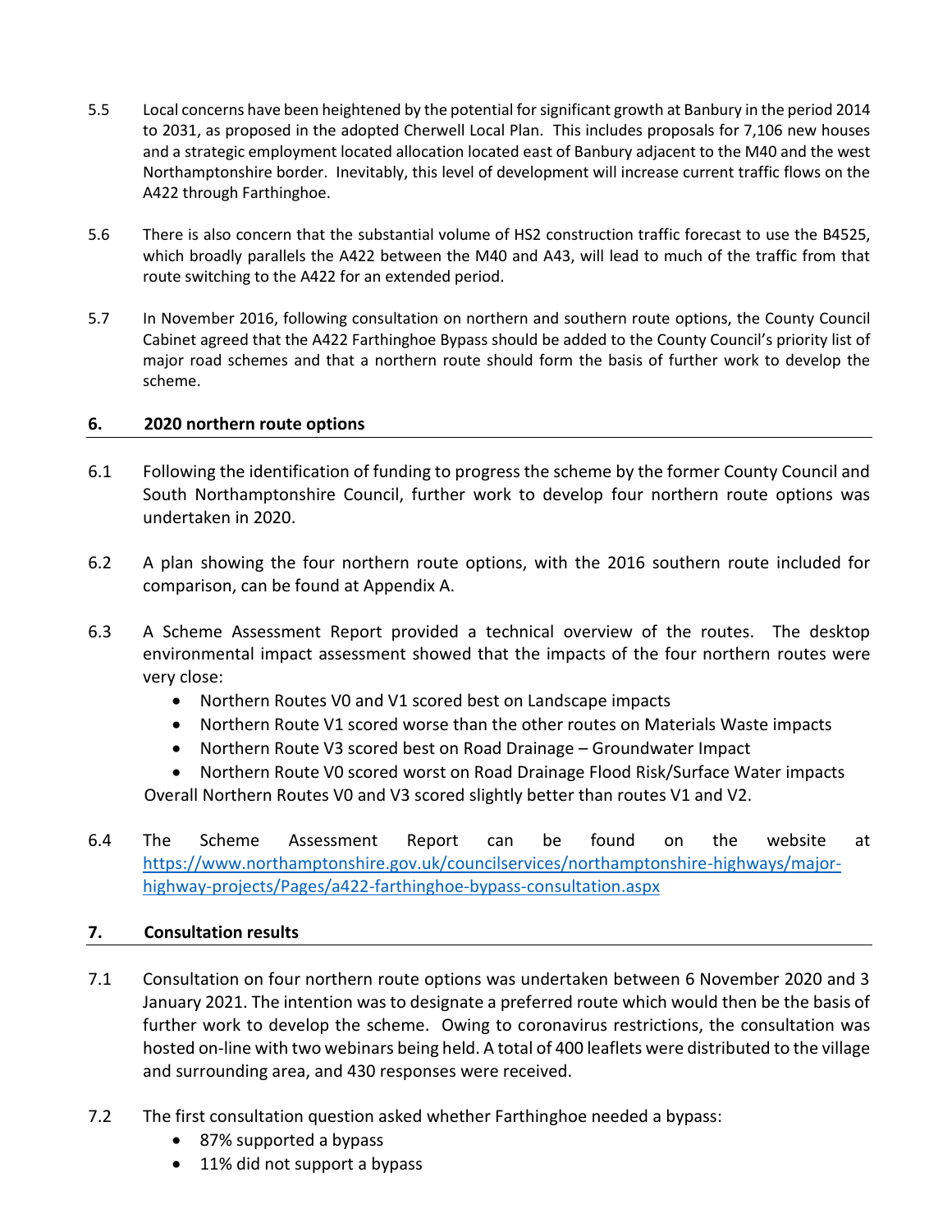5.5 Local concerns have been heightened by the potential for significant growth at Banbury in the period 2014 to 2031, as proposed in the adopted Cherwell Local Plan. This includes proposals for 7,106 new houses and a strategic employment located allocation located east of Banbury adjacent to the M40 and the west Northamptonshire border. Inevitably, this level of development will increase current traffic flows on the A422 through Farthinghoe.

5.6 There is also concern that the substantial volume of HS2 construction traffic forecast to use the B4525, which broadly parallels the A422 between the M40 and A43, will lead to much of the traffic from that route switching to the A422 for an extended period.

5.7 In November 2016, following consultation on northern and southern route options, the County Council Cabinet agreed that the A422 Farthinghoe Bypass should be added to the County Council's priority list of major road schemes and that a northern route should form the basis of further work to develop the scheme.

## 6. 2020 northern route options

6.1 Following the identification of funding to progress the scheme by the former County Council and South Northamptonshire Council, further work to develop four northern route options was undertaken in 2020.

6.2 A plan showing the four northern route options, with the 2016 southern route included for comparison, can be found at Appendix A.

6.3 A Scheme Assessment Report provided a technical overview of the routes. The desktop environmental impact assessment showed that the impacts of the four northern routes were very close:

- Northern Routes V0 and V1 scored best on Landscape impacts
- Northern Route V1 scored worse than the other routes on Materials Waste impacts
- Northern Route V3 scored best on Road Drainage – Groundwater Impact
- Northern Route V0 scored worst on Road Drainage Flood Risk/Surface Water impacts

Overall Northern Routes V0 and V3 scored slightly better than routes V1 and V2.

6.4 The Scheme Assessment Report can be found on the website at https://www.northamptonshire.gov.uk/councilservices/northamptonshire-highways/major-highway-projects/Pages/a422-farthinghoe-bypass-consultation.aspx

## 7. Consultation results

7.1 Consultation on four northern route options was undertaken between 6 November 2020 and 3 January 2021. The intention was to designate a preferred route which would then be the basis of further work to develop the scheme. Owing to coronavirus restrictions, the consultation was hosted on-line with two webinars being held. A total of 400 leaflets were distributed to the village and surrounding area, and 430 responses were received.

7.2 The first consultation question asked whether Farthinghoe needed a bypass:

- 87% supported a bypass
- 11% did not support a bypass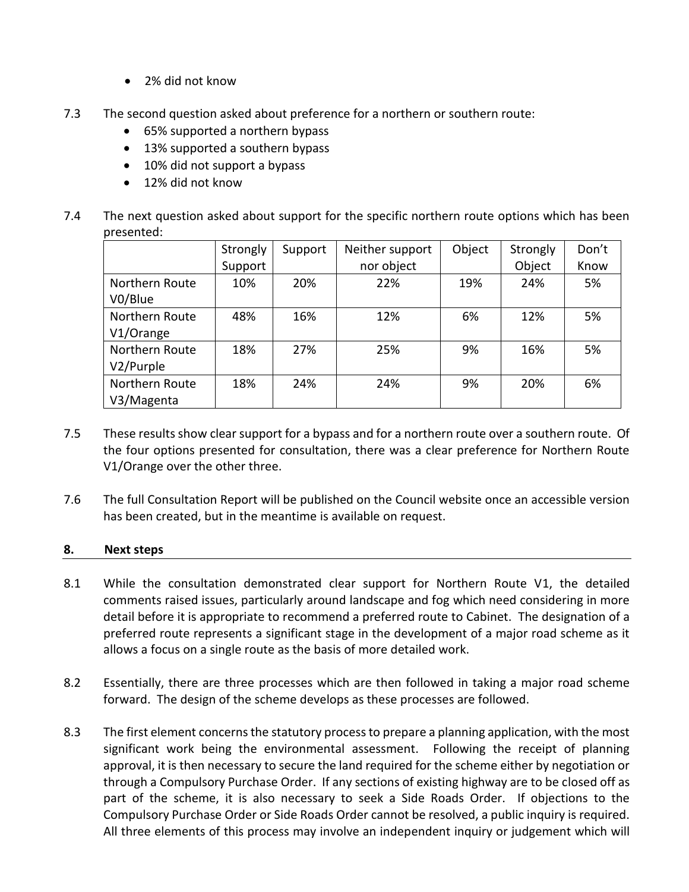- 2% did not know

7.3 The second question asked about preference for a northern or southern route:
- 65% supported a northern bypass
- 13% supported a southern bypass
- 10% did not support a bypass
- 12% did not know

7.4 The next question asked about support for the specific northern route options which has been presented:

| | Strongly Support | Support | Neither support nor object | Object | Strongly Object | Don't Know |
|---|---|---|---|---|---|---|
| Northern Route V0/Blue | 10% | 20% | 22% | 19% | 24% | 5% |
| Northern Route V1/Orange | 48% | 16% | 12% | 6% | 12% | 5% |
| Northern Route V2/Purple | 18% | 27% | 25% | 9% | 16% | 5% |
| Northern Route V3/Magenta | 18% | 24% | 24% | 9% | 20% | 6% |

7.5 These results show clear support for a bypass and for a northern route over a southern route. Of the four options presented for consultation, there was a clear preference for Northern Route V1/Orange over the other three.

7.6 The full Consultation Report will be published on the Council website once an accessible version has been created, but in the meantime is available on request.

## 8. Next steps

8.1 While the consultation demonstrated clear support for Northern Route V1, the detailed comments raised issues, particularly around landscape and fog which need considering in more detail before it is appropriate to recommend a preferred route to Cabinet. The designation of a preferred route represents a significant stage in the development of a major road scheme as it allows a focus on a single route as the basis of more detailed work.

8.2 Essentially, there are three processes which are then followed in taking a major road scheme forward. The design of the scheme develops as these processes are followed.

8.3 The first element concerns the statutory process to prepare a planning application, with the most significant work being the environmental assessment. Following the receipt of planning approval, it is then necessary to secure the land required for the scheme either by negotiation or through a Compulsory Purchase Order. If any sections of existing highway are to be closed off as part of the scheme, it is also necessary to seek a Side Roads Order. If objections to the Compulsory Purchase Order or Side Roads Order cannot be resolved, a public inquiry is required. All three elements of this process may involve an independent inquiry or judgement which will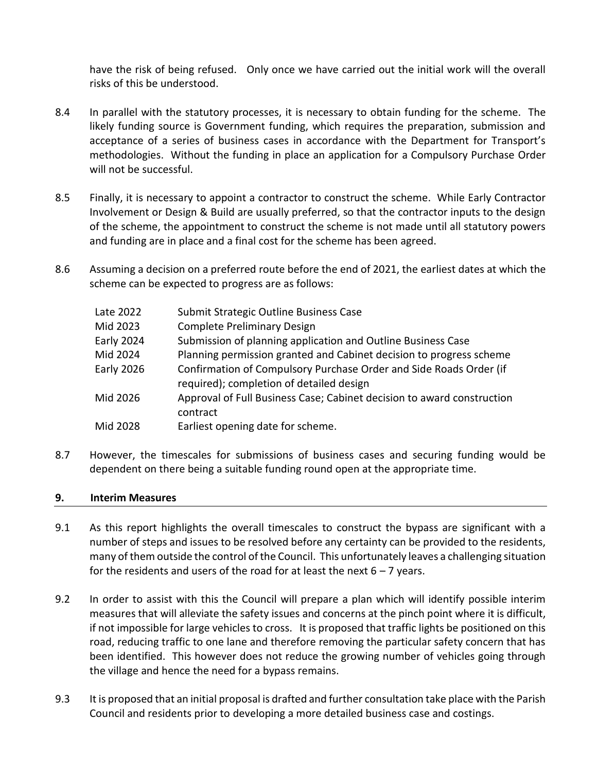have the risk of being refused. Only once we have carried out the initial work will the overall risks of this be understood.

8.4 In parallel with the statutory processes, it is necessary to obtain funding for the scheme. The likely funding source is Government funding, which requires the preparation, submission and acceptance of a series of business cases in accordance with the Department for Transport's methodologies. Without the funding in place an application for a Compulsory Purchase Order will not be successful.

8.5 Finally, it is necessary to appoint a contractor to construct the scheme. While Early Contractor Involvement or Design & Build are usually preferred, so that the contractor inputs to the design of the scheme, the appointment to construct the scheme is not made until all statutory powers and funding are in place and a final cost for the scheme has been agreed.

8.6 Assuming a decision on a preferred route before the end of 2021, the earliest dates at which the scheme can be expected to progress are as follows:

| | |
|---|---|
| Late 2022 | Submit Strategic Outline Business Case |
| Mid 2023 | Complete Preliminary Design |
| Early 2024 | Submission of planning application and Outline Business Case |
| Mid 2024 | Planning permission granted and Cabinet decision to progress scheme |
| Early 2026 | Confirmation of Compulsory Purchase Order and Side Roads Order (if required); completion of detailed design |
| Mid 2026 | Approval of Full Business Case; Cabinet decision to award construction contract |
| Mid 2028 | Earliest opening date for scheme. |

8.7 However, the timescales for submissions of business cases and securing funding would be dependent on there being a suitable funding round open at the appropriate time.

## 9. Interim Measures

9.1 As this report highlights the overall timescales to construct the bypass are significant with a number of steps and issues to be resolved before any certainty can be provided to the residents, many of them outside the control of the Council. This unfortunately leaves a challenging situation for the residents and users of the road for at least the next 6 – 7 years.

9.2 In order to assist with this the Council will prepare a plan which will identify possible interim measures that will alleviate the safety issues and concerns at the pinch point where it is difficult, if not impossible for large vehicles to cross. It is proposed that traffic lights be positioned on this road, reducing traffic to one lane and therefore removing the particular safety concern that has been identified. This however does not reduce the growing number of vehicles going through the village and hence the need for a bypass remains.

9.3 It is proposed that an initial proposal is drafted and further consultation take place with the Parish Council and residents prior to developing a more detailed business case and costings.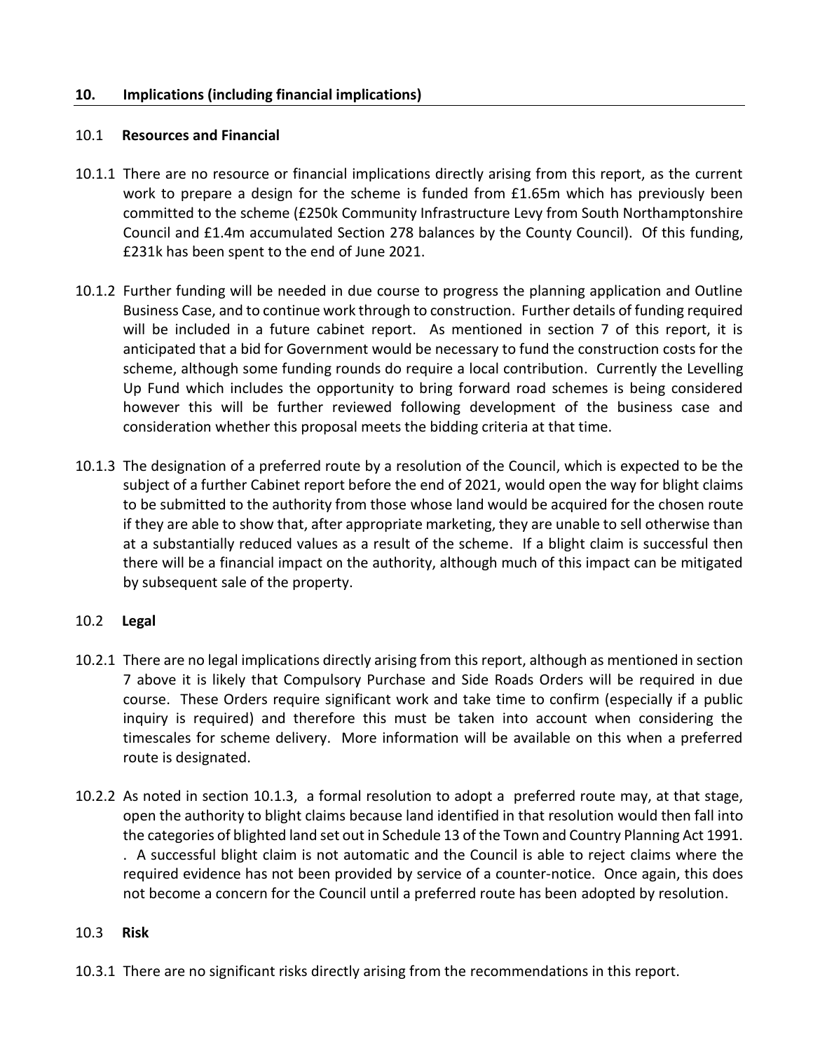## 10. Implications (including financial implications)

### 10.1 Resources and Financial

10.1.1 There are no resource or financial implications directly arising from this report, as the current work to prepare a design for the scheme is funded from £1.65m which has previously been committed to the scheme (£250k Community Infrastructure Levy from South Northamptonshire Council and £1.4m accumulated Section 278 balances by the County Council). Of this funding, £231k has been spent to the end of June 2021.

10.1.2 Further funding will be needed in due course to progress the planning application and Outline Business Case, and to continue work through to construction. Further details of funding required will be included in a future cabinet report. As mentioned in section 7 of this report, it is anticipated that a bid for Government would be necessary to fund the construction costs for the scheme, although some funding rounds do require a local contribution. Currently the Levelling Up Fund which includes the opportunity to bring forward road schemes is being considered however this will be further reviewed following development of the business case and consideration whether this proposal meets the bidding criteria at that time.

10.1.3 The designation of a preferred route by a resolution of the Council, which is expected to be the subject of a further Cabinet report before the end of 2021, would open the way for blight claims to be submitted to the authority from those whose land would be acquired for the chosen route if they are able to show that, after appropriate marketing, they are unable to sell otherwise than at a substantially reduced values as a result of the scheme. If a blight claim is successful then there will be a financial impact on the authority, although much of this impact can be mitigated by subsequent sale of the property.

### 10.2 Legal

10.2.1 There are no legal implications directly arising from this report, although as mentioned in section 7 above it is likely that Compulsory Purchase and Side Roads Orders will be required in due course. These Orders require significant work and take time to confirm (especially if a public inquiry is required) and therefore this must be taken into account when considering the timescales for scheme delivery. More information will be available on this when a preferred route is designated.

10.2.2 As noted in section 10.1.3, a formal resolution to adopt a preferred route may, at that stage, open the authority to blight claims because land identified in that resolution would then fall into the categories of blighted land set out in Schedule 13 of the Town and Country Planning Act 1991. . A successful blight claim is not automatic and the Council is able to reject claims where the required evidence has not been provided by service of a counter-notice. Once again, this does not become a concern for the Council until a preferred route has been adopted by resolution.

### 10.3 Risk

10.3.1 There are no significant risks directly arising from the recommendations in this report.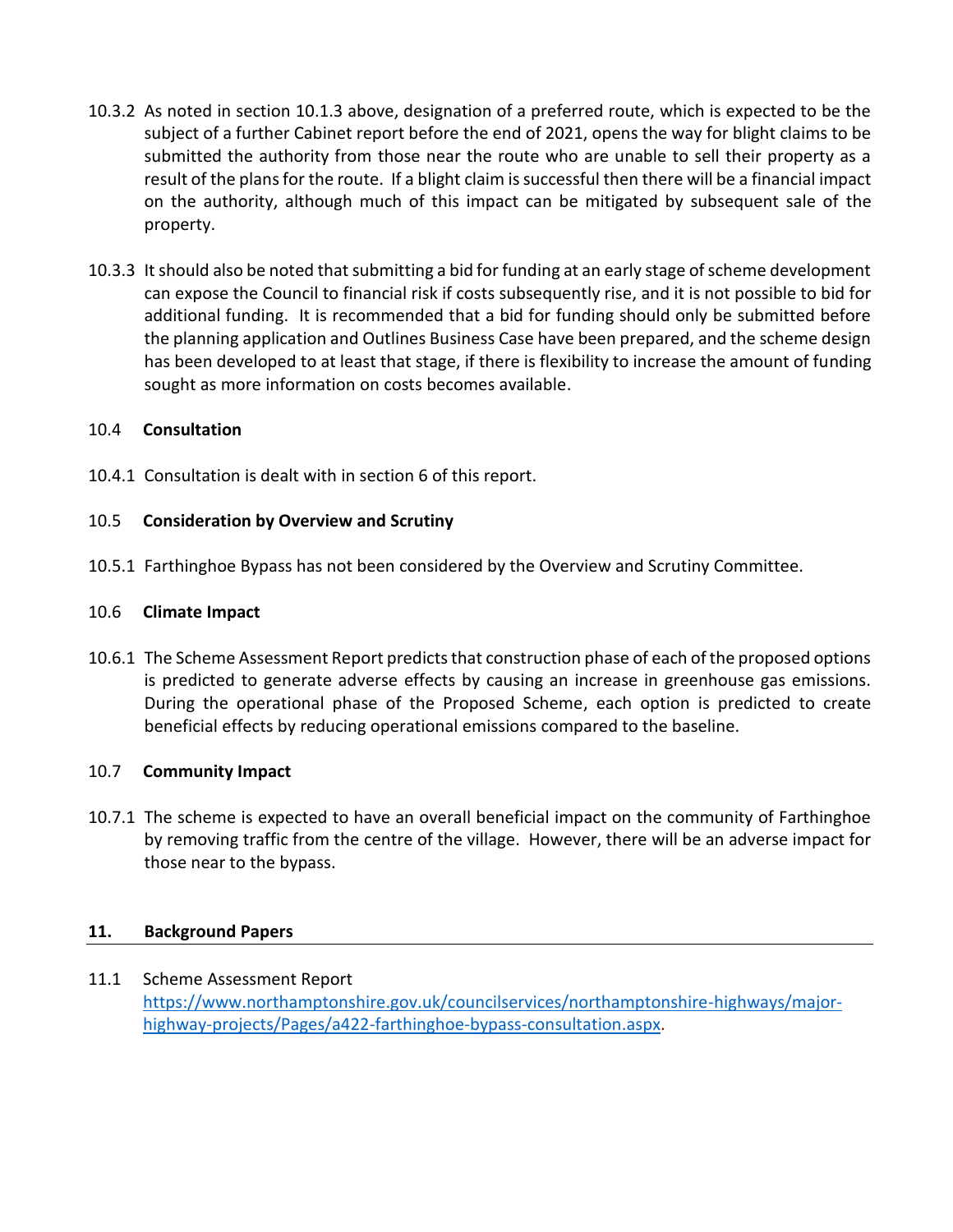10.3.2 As noted in section 10.1.3 above, designation of a preferred route, which is expected to be the subject of a further Cabinet report before the end of 2021, opens the way for blight claims to be submitted the authority from those near the route who are unable to sell their property as a result of the plans for the route. If a blight claim is successful then there will be a financial impact on the authority, although much of this impact can be mitigated by subsequent sale of the property.

10.3.3 It should also be noted that submitting a bid for funding at an early stage of scheme development can expose the Council to financial risk if costs subsequently rise, and it is not possible to bid for additional funding. It is recommended that a bid for funding should only be submitted before the planning application and Outlines Business Case have been prepared, and the scheme design has been developed to at least that stage, if there is flexibility to increase the amount of funding sought as more information on costs becomes available.

### 10.4 Consultation

10.4.1 Consultation is dealt with in section 6 of this report.

### 10.5 Consideration by Overview and Scrutiny

10.5.1 Farthinghoe Bypass has not been considered by the Overview and Scrutiny Committee.

### 10.6 Climate Impact

10.6.1 The Scheme Assessment Report predicts that construction phase of each of the proposed options is predicted to generate adverse effects by causing an increase in greenhouse gas emissions. During the operational phase of the Proposed Scheme, each option is predicted to create beneficial effects by reducing operational emissions compared to the baseline.

### 10.7 Community Impact

10.7.1 The scheme is expected to have an overall beneficial impact on the community of Farthinghoe by removing traffic from the centre of the village. However, there will be an adverse impact for those near to the bypass.

## 11. Background Papers

11.1 Scheme Assessment Report
[https://www.northamptonshire.gov.uk/councilservices/northamptonshire-highways/major-highway-projects/Pages/a422-farthinghoe-bypass-consultation.aspx](https://www.northamptonshire.gov.uk/councilservices/northamptonshire-highways/major-highway-projects/Pages/a422-farthinghoe-bypass-consultation.aspx).